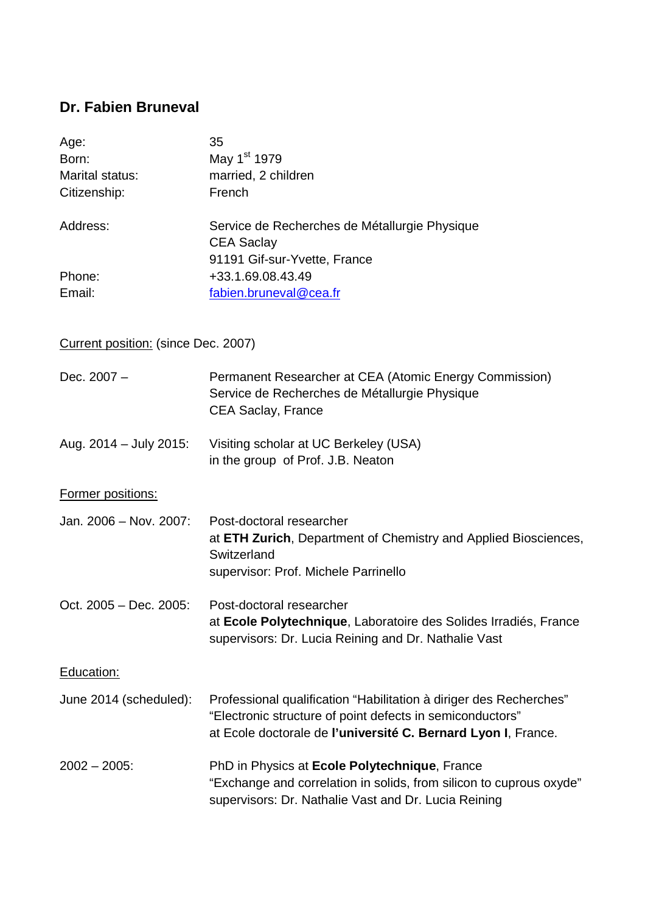## Dr. Fabien Bruneval

| | |
|---|---|
| Age: | 35 |
| Born: | May 1st 1979 |
| Marital status: | married, 2 children |
| Citizenship: | French |

| | |
|---|---|
| Address: | Service de Recherches de Métallurgie Physique<br>CEA Saclay<br>91191 Gif-sur-Yvette, France |
| Phone: | +33.1.69.08.43.49 |
| Email: | fabien.bruneval@cea.fr |

<u>Current position:</u> (since Dec. 2007)

| | |
|---|---|
| Dec. 2007 – | Permanent Researcher at CEA (Atomic Energy Commission)<br>Service de Recherches de Métallurgie Physique<br>CEA Saclay, France |
| Aug. 2014 – July 2015: | Visiting scholar at UC Berkeley (USA)<br>in the group of Prof. J.B. Neaton |

<u>Former positions:</u>

| | |
|---|---|
| Jan. 2006 – Nov. 2007: | Post-doctoral researcher<br>at **ETH Zurich**, Department of Chemistry and Applied Biosciences, Switzerland<br>supervisor: Prof. Michele Parrinello |
| Oct. 2005 – Dec. 2005: | Post-doctoral researcher<br>at **Ecole Polytechnique**, Laboratoire des Solides Irradiés, France<br>supervisors: Dr. Lucia Reining and Dr. Nathalie Vast |

<u>Education:</u>

| | |
|---|---|
| June 2014 (scheduled): | Professional qualification "Habilitation à diriger des Recherches"<br>"Electronic structure of point defects in semiconductors"<br>at Ecole doctorale de **l'université C. Bernard Lyon I**, France. |
| 2002 – 2005: | PhD in Physics at **Ecole Polytechnique**, France<br>"Exchange and correlation in solids, from silicon to cuprous oxyde"<br>supervisors: Dr. Nathalie Vast and Dr. Lucia Reining |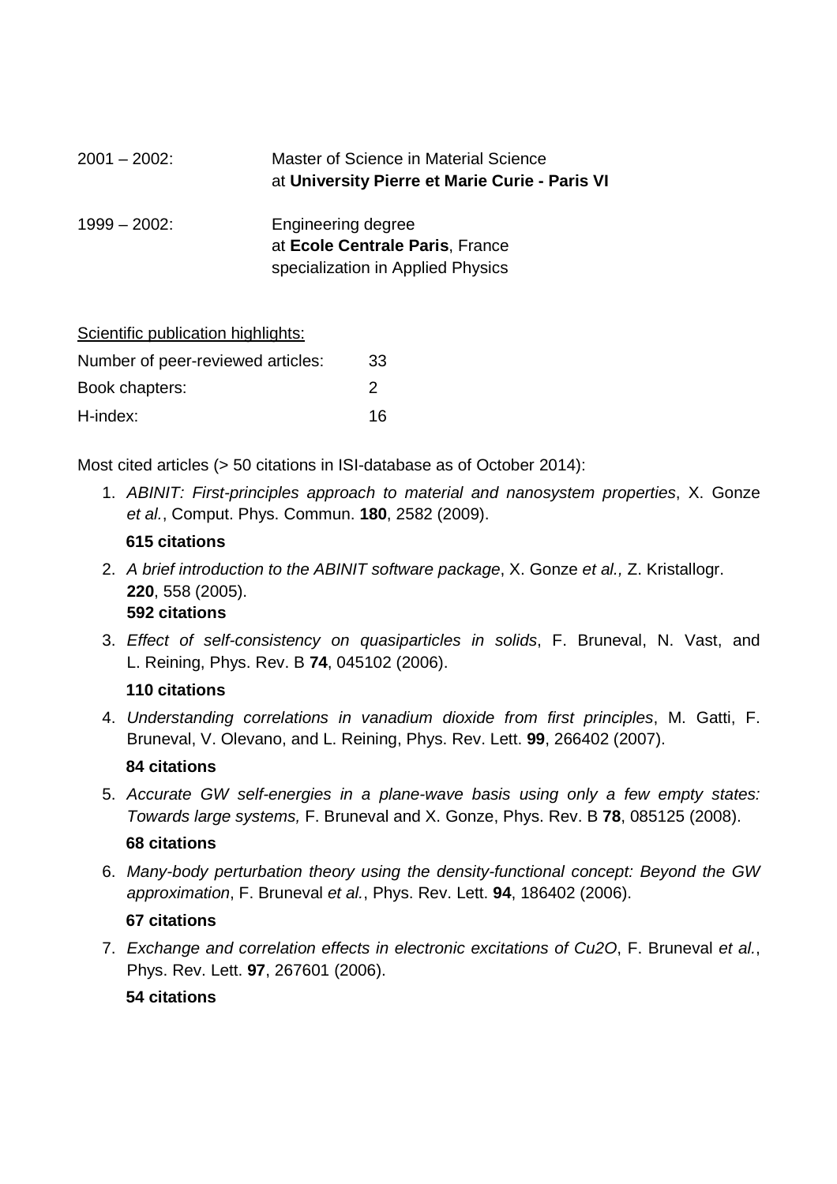| | |
|---|---|
| 2001 – 2002: | Master of Science in Material Science at **University Pierre et Marie Curie - Paris VI** |
| 1999 – 2002: | Engineering degree at **Ecole Centrale Paris**, France specialization in Applied Physics |

Scientific publication highlights:

| | |
|---|---|
| Number of peer-reviewed articles: | 33 |
| Book chapters: | 2 |
| H-index: | 16 |

Most cited articles (> 50 citations in ISI-database as of October 2014):

1. *ABINIT: First-principles approach to material and nanosystem properties*, X. Gonze *et al.*, Comput. Phys. Commun. **180**, 2582 (2009).

   **615 citations**

2. *A brief introduction to the ABINIT software package*, X. Gonze *et al.,* Z. Kristallogr. **220**, 558 (2005).

   **592 citations**

3. *Effect of self-consistency on quasiparticles in solids*, F. Bruneval, N. Vast, and L. Reining, Phys. Rev. B **74**, 045102 (2006).

   **110 citations**

4. *Understanding correlations in vanadium dioxide from first principles*, M. Gatti, F. Bruneval, V. Olevano, and L. Reining, Phys. Rev. Lett. **99**, 266402 (2007).

   **84 citations**

5. *Accurate GW self-energies in a plane-wave basis using only a few empty states: Towards large systems,* F. Bruneval and X. Gonze, Phys. Rev. B **78**, 085125 (2008).

   **68 citations**

6. *Many-body perturbation theory using the density-functional concept: Beyond the GW approximation*, F. Bruneval *et al.*, Phys. Rev. Lett. **94**, 186402 (2006).

   **67 citations**

7. *Exchange and correlation effects in electronic excitations of $Cu_2O$*, F. Bruneval *et al.*, Phys. Rev. Lett. **97**, 267601 (2006).

   **54 citations**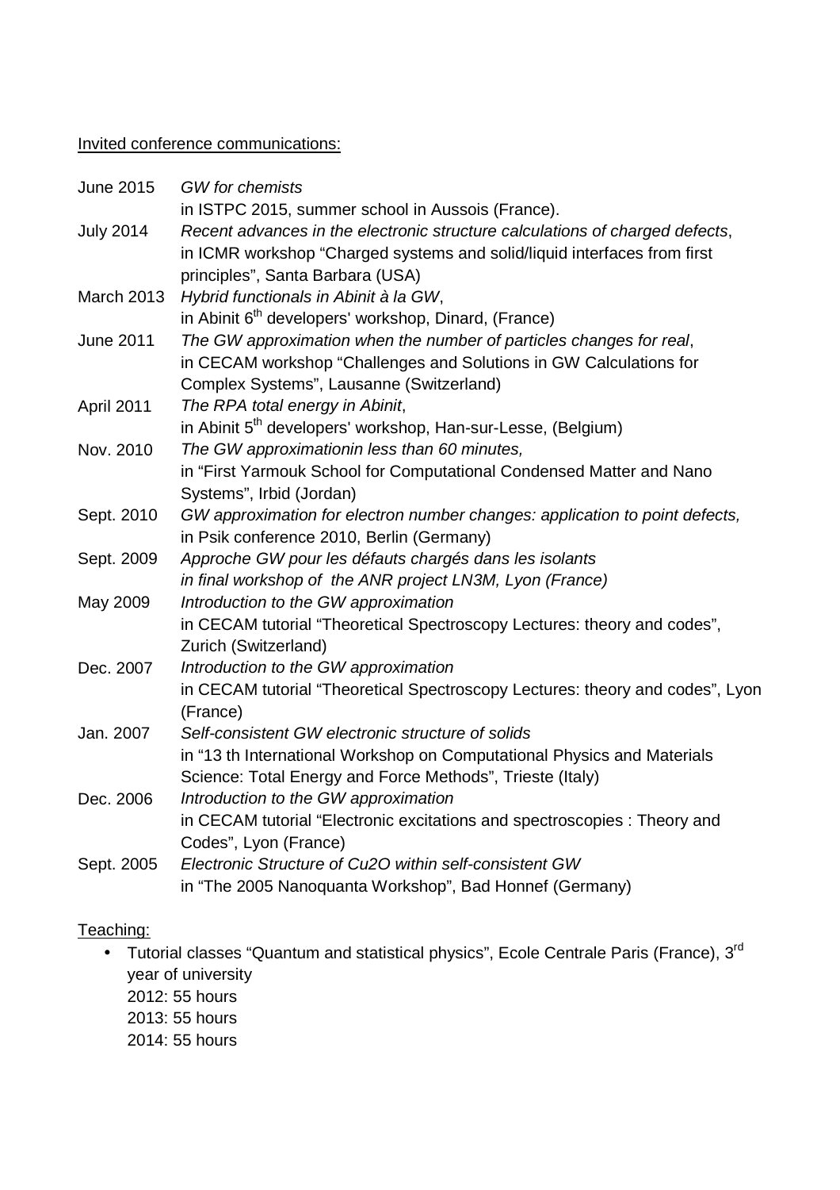<u>Invited conference communications:</u>

June 2015 — *GW for chemists*
in ISTPC 2015, summer school in Aussois (France).

July 2014 — *Recent advances in the electronic structure calculations of charged defects*,
in ICMR workshop “Charged systems and solid/liquid interfaces from first principles”, Santa Barbara (USA)

March 2013 — *Hybrid functionals in Abinit à la GW*,
in Abinit 6th developers' workshop, Dinard, (France)

June 2011 — *The GW approximation when the number of particles changes for real*,
in CECAM workshop “Challenges and Solutions in GW Calculations for Complex Systems”, Lausanne (Switzerland)

April 2011 — *The RPA total energy in Abinit*,
in Abinit 5th developers' workshop, Han-sur-Lesse, (Belgium)

Nov. 2010 — *The GW approximationin less than 60 minutes,*
in “First Yarmouk School for Computational Condensed Matter and Nano Systems”, Irbid (Jordan)

Sept. 2010 — *GW approximation for electron number changes: application to point defects,*
in Psik conference 2010, Berlin (Germany)

Sept. 2009 — *Approche GW pour les défauts chargés dans les isolants*
*in final workshop of the ANR project LN3M, Lyon (France)*

May 2009 — *Introduction to the GW approximation*
in CECAM tutorial “Theoretical Spectroscopy Lectures: theory and codes”, Zurich (Switzerland)

Dec. 2007 — *Introduction to the GW approximation*
in CECAM tutorial “Theoretical Spectroscopy Lectures: theory and codes”, Lyon (France)

Jan. 2007 — *Self-consistent GW electronic structure of solids*
in “13 th International Workshop on Computational Physics and Materials Science: Total Energy and Force Methods”, Trieste (Italy)

Dec. 2006 — *Introduction to the GW approximation*
in CECAM tutorial “Electronic excitations and spectroscopies : Theory and Codes”, Lyon (France)

Sept. 2005 — *Electronic Structure of Cu2O within self-consistent GW*
in “The 2005 Nanoquanta Workshop”, Bad Honnef (Germany)

<u>Teaching:</u>

- Tutorial classes “Quantum and statistical physics”, Ecole Centrale Paris (France), 3rd year of university
  2012: 55 hours
  2013: 55 hours
  2014: 55 hours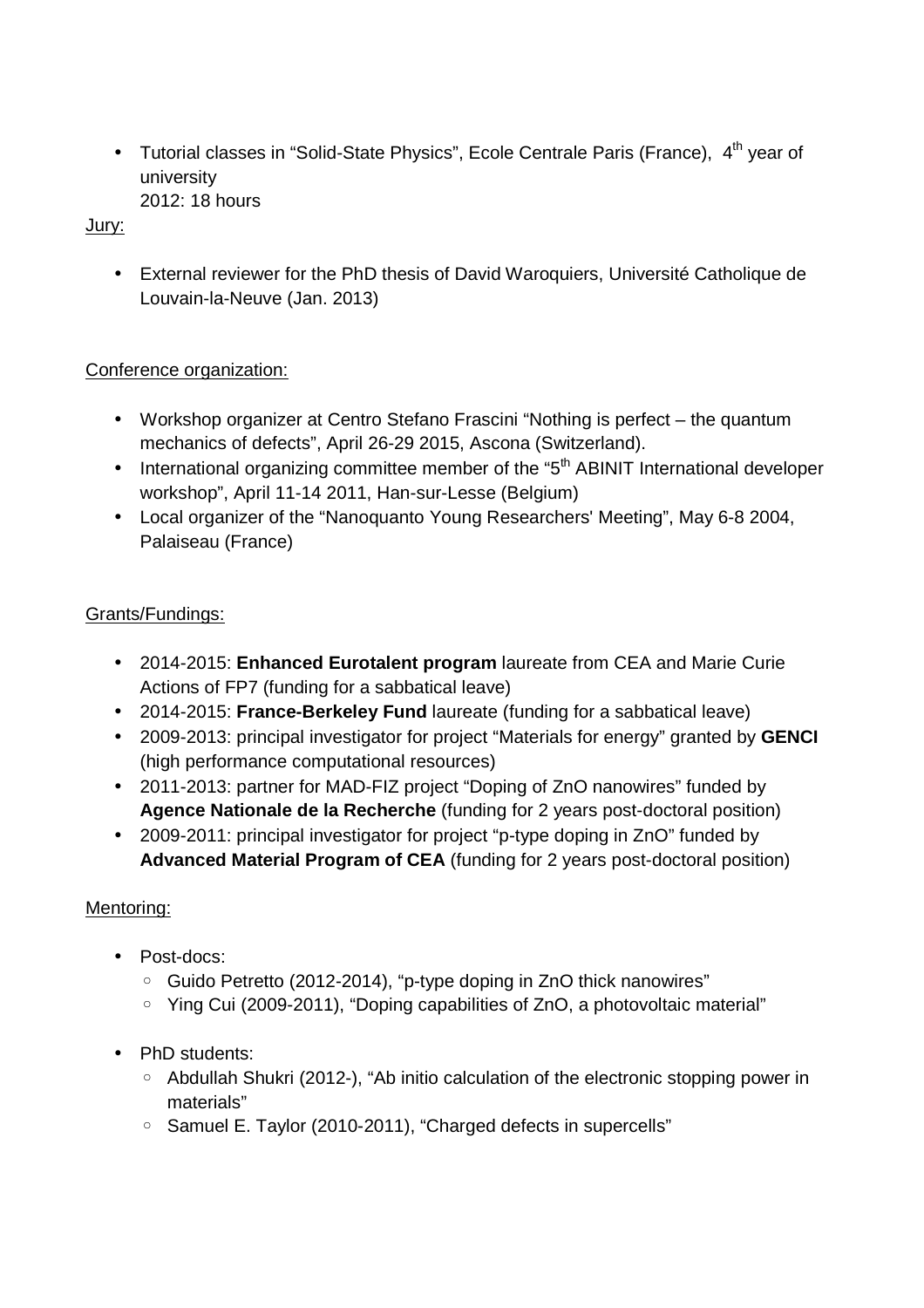- Tutorial classes in “Solid-State Physics”, Ecole Centrale Paris (France), $4^{th}$ year of university
  2012: 18 hours

Jury:

- External reviewer for the PhD thesis of David Waroquiers, Université Catholique de Louvain-la-Neuve (Jan. 2013)

Conference organization:

- Workshop organizer at Centro Stefano Frascini “Nothing is perfect – the quantum mechanics of defects”, April 26-29 2015, Ascona (Switzerland).
- International organizing committee member of the “$5^{th}$ ABINIT International developer workshop”, April 11-14 2011, Han-sur-Lesse (Belgium)
- Local organizer of the “Nanoquanto Young Researchers' Meeting”, May 6-8 2004, Palaiseau (France)

Grants/Fundings:

- 2014-2015: **Enhanced Eurotalent program** laureate from CEA and Marie Curie Actions of FP7 (funding for a sabbatical leave)
- 2014-2015: **France-Berkeley Fund** laureate (funding for a sabbatical leave)
- 2009-2013: principal investigator for project “Materials for energy” granted by **GENCI** (high performance computational resources)
- 2011-2013: partner for MAD-FIZ project “Doping of ZnO nanowires” funded by **Agence Nationale de la Recherche** (funding for 2 years post-doctoral position)
- 2009-2011: principal investigator for project “p-type doping in ZnO” funded by **Advanced Material Program of CEA** (funding for 2 years post-doctoral position)

Mentoring:

- Post-docs:
  - Guido Petretto (2012-2014), “p-type doping in ZnO thick nanowires”
  - Ying Cui (2009-2011), “Doping capabilities of ZnO, a photovoltaic material”

- PhD students:
  - Abdullah Shukri (2012-), “Ab initio calculation of the electronic stopping power in materials”
  - Samuel E. Taylor (2010-2011), “Charged defects in supercells”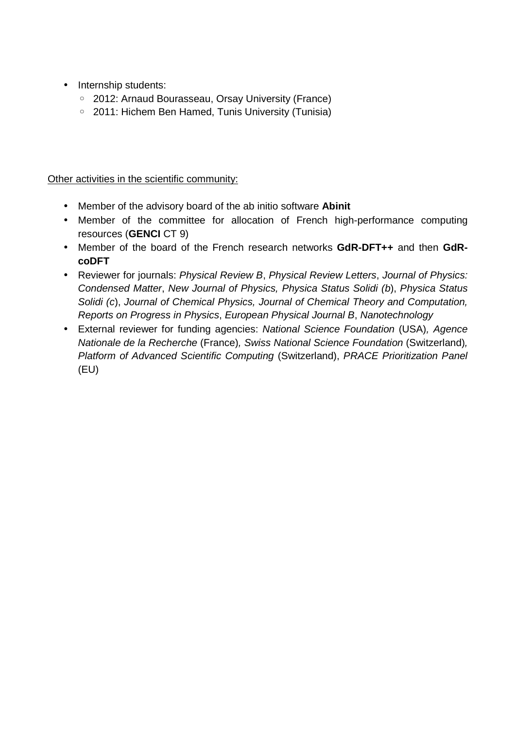- Internship students:
  - 2012: Arnaud Bourasseau, Orsay University (France)
  - 2011: Hichem Ben Hamed, Tunis University (Tunisia)

<u>Other activities in the scientific community:</u>

- Member of the advisory board of the ab initio software **Abinit**
- Member of the committee for allocation of French high-performance computing resources (**GENCI** CT 9)
- Member of the board of the French research networks **GdR-DFT++** and then **GdR-coDFT**
- Reviewer for journals: *Physical Review B*, *Physical Review Letters*, *Journal of Physics: Condensed Matter*, *New Journal of Physics, Physica Status Solidi (b*), *Physica Status Solidi (c*), *Journal of Chemical Physics, Journal of Chemical Theory and Computation, Reports on Progress in Physics*, *European Physical Journal B*, *Nanotechnology*
- External reviewer for funding agencies: *National Science Foundation* (USA)*, Agence Nationale de la Recherche* (France)*, Swiss National Science Foundation* (Switzerland)*, Platform of Advanced Scientific Computing* (Switzerland), *PRACE Prioritization Panel* (EU)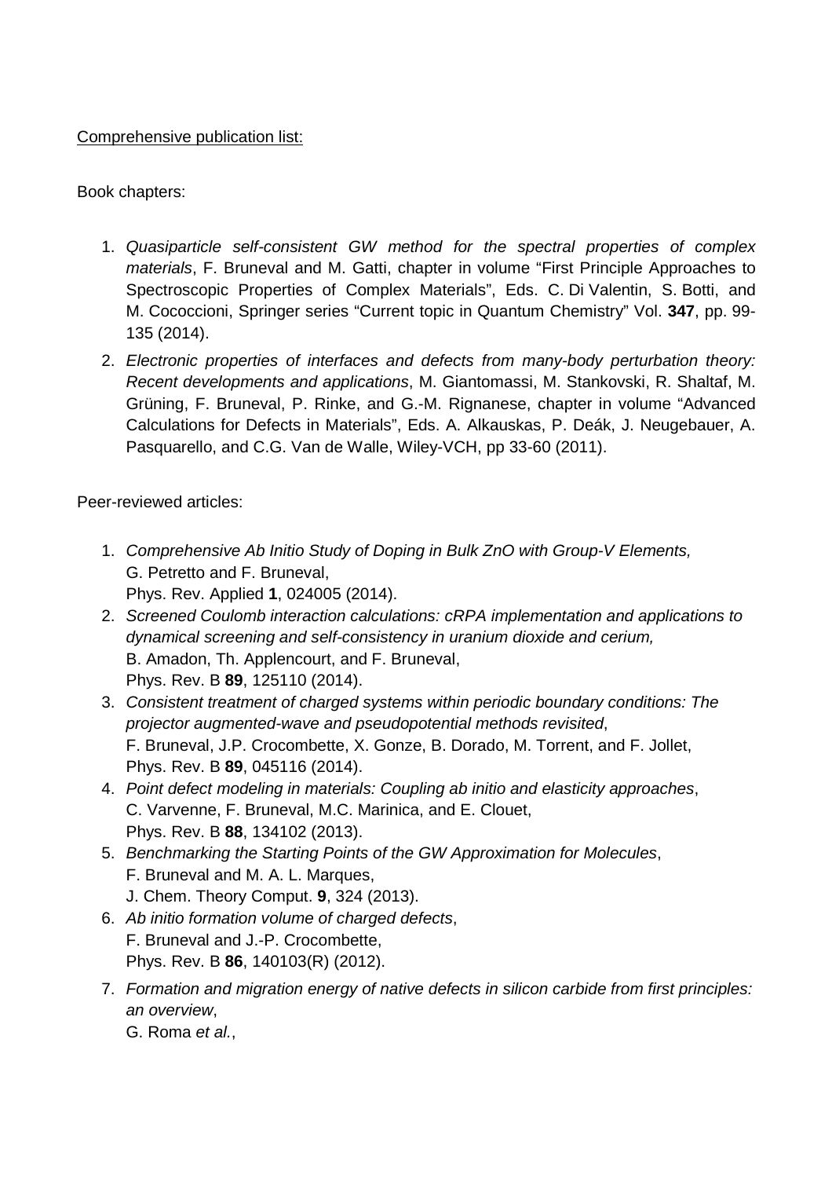Comprehensive publication list:

Book chapters:

1. *Quasiparticle self-consistent GW method for the spectral properties of complex materials*, F. Bruneval and M. Gatti, chapter in volume "First Principle Approaches to Spectroscopic Properties of Complex Materials", Eds. C. Di Valentin, S. Botti, and M. Cococcioni, Springer series "Current topic in Quantum Chemistry" Vol. **347**, pp. 99-135 (2014).
2. *Electronic properties of interfaces and defects from many-body perturbation theory: Recent developments and applications*, M. Giantomassi, M. Stankovski, R. Shaltaf, M. Grüning, F. Bruneval, P. Rinke, and G.-M. Rignanese, chapter in volume "Advanced Calculations for Defects in Materials", Eds. A. Alkauskas, P. Deák, J. Neugebauer, A. Pasquarello, and C.G. Van de Walle, Wiley-VCH, pp 33-60 (2011).

Peer-reviewed articles:

1. *Comprehensive Ab Initio Study of Doping in Bulk ZnO with Group-V Elements,*
   G. Petretto and F. Bruneval,
   Phys. Rev. Applied **1**, 024005 (2014).
2. *Screened Coulomb interaction calculations: cRPA implementation and applications to dynamical screening and self-consistency in uranium dioxide and cerium,*
   B. Amadon, Th. Applencourt, and F. Bruneval,
   Phys. Rev. B **89**, 125110 (2014).
3. *Consistent treatment of charged systems within periodic boundary conditions: The projector augmented-wave and pseudopotential methods revisited*,
   F. Bruneval, J.P. Crocombette, X. Gonze, B. Dorado, M. Torrent, and F. Jollet,
   Phys. Rev. B **89**, 045116 (2014).
4. *Point defect modeling in materials: Coupling ab initio and elasticity approaches*,
   C. Varvenne, F. Bruneval, M.C. Marinica, and E. Clouet,
   Phys. Rev. B **88**, 134102 (2013).
5. *Benchmarking the Starting Points of the GW Approximation for Molecules*,
   F. Bruneval and M. A. L. Marques,
   J. Chem. Theory Comput. **9**, 324 (2013).
6. *Ab initio formation volume of charged defects*,
   F. Bruneval and J.-P. Crocombette,
   Phys. Rev. B **86**, 140103(R) (2012).
7. *Formation and migration energy of native defects in silicon carbide from first principles: an overview*,
   G. Roma *et al.*,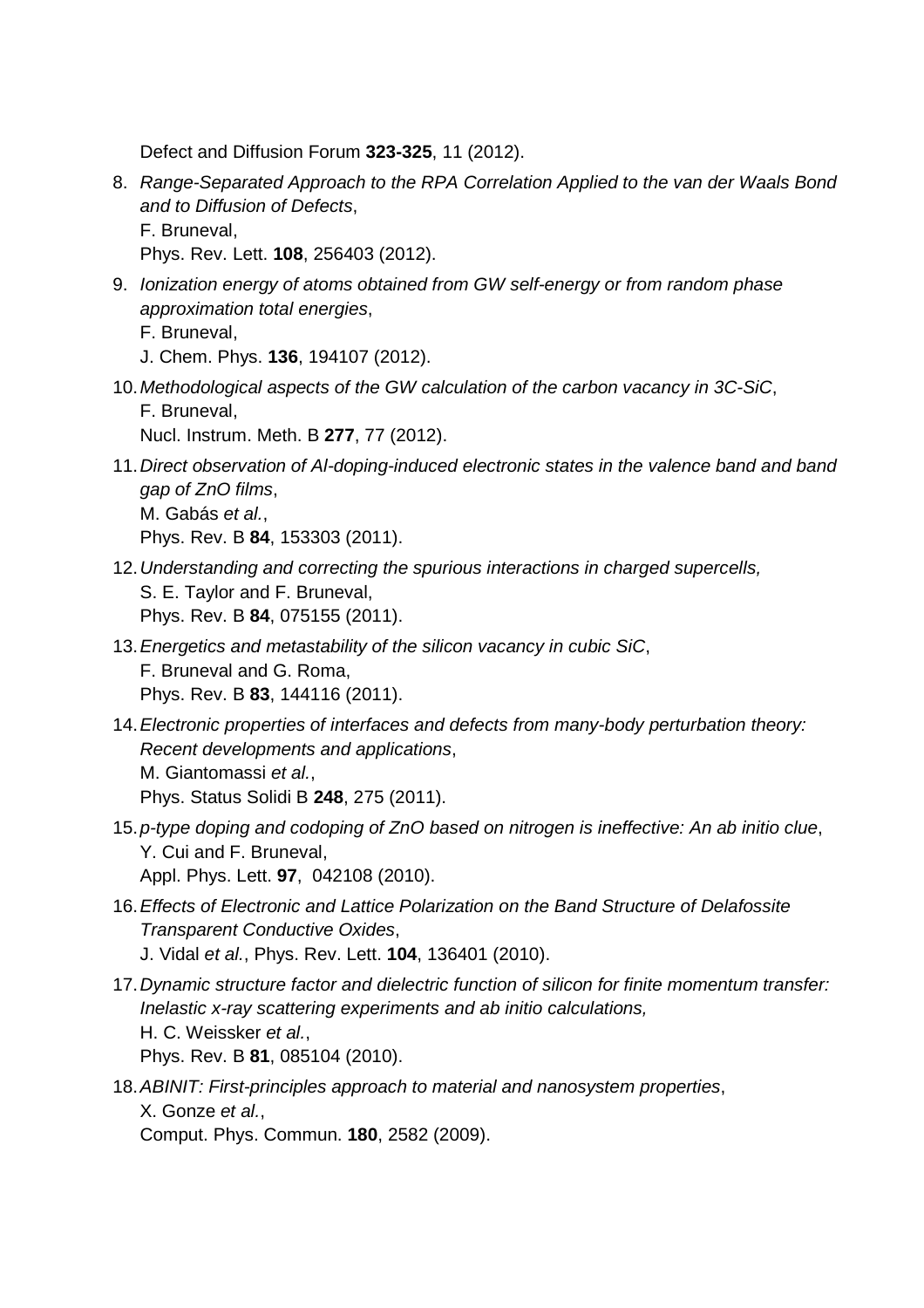Defect and Diffusion Forum **323-325**, 11 (2012).

8. *Range-Separated Approach to the RPA Correlation Applied to the van der Waals Bond and to Diffusion of Defects*,
   F. Bruneval,
   Phys. Rev. Lett. **108**, 256403 (2012).
9. *Ionization energy of atoms obtained from GW self-energy or from random phase approximation total energies*,
   F. Bruneval,
   J. Chem. Phys. **136**, 194107 (2012).
10. *Methodological aspects of the GW calculation of the carbon vacancy in 3C-SiC*,
    F. Bruneval,
    Nucl. Instrum. Meth. B **277**, 77 (2012).
11. *Direct observation of Al-doping-induced electronic states in the valence band and band gap of ZnO films*,
    M. Gabás *et al.*,
    Phys. Rev. B **84**, 153303 (2011).
12. *Understanding and correcting the spurious interactions in charged supercells,*
    S. E. Taylor and F. Bruneval,
    Phys. Rev. B **84**, 075155 (2011).
13. *Energetics and metastability of the silicon vacancy in cubic SiC*,
    F. Bruneval and G. Roma,
    Phys. Rev. B **83**, 144116 (2011).
14. *Electronic properties of interfaces and defects from many-body perturbation theory: Recent developments and applications*,
    M. Giantomassi *et al.*,
    Phys. Status Solidi B **248**, 275 (2011).
15. *p-type doping and codoping of ZnO based on nitrogen is ineffective: An ab initio clue*,
    Y. Cui and F. Bruneval,
    Appl. Phys. Lett. **97**, 042108 (2010).
16. *Effects of Electronic and Lattice Polarization on the Band Structure of Delafossite Transparent Conductive Oxides*,
    J. Vidal *et al.*, Phys. Rev. Lett. **104**, 136401 (2010).
17. *Dynamic structure factor and dielectric function of silicon for finite momentum transfer: Inelastic x-ray scattering experiments and ab initio calculations,*
    H. C. Weissker *et al.*,
    Phys. Rev. B **81**, 085104 (2010).
18. *ABINIT: First-principles approach to material and nanosystem properties*,
    X. Gonze *et al.*,
    Comput. Phys. Commun. **180**, 2582 (2009).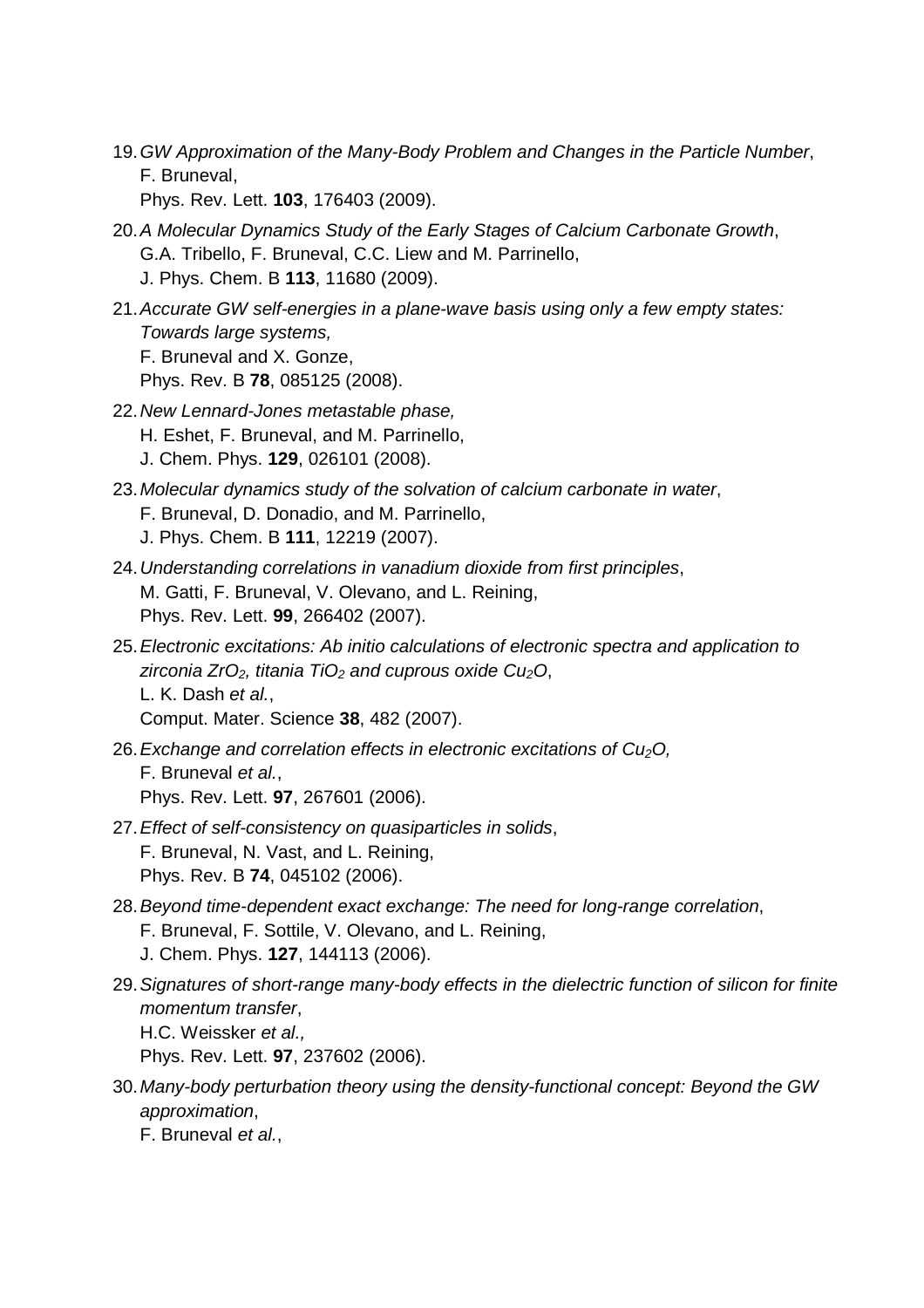19. *GW Approximation of the Many-Body Problem and Changes in the Particle Number*,  
    F. Bruneval,  
    Phys. Rev. Lett. **103**, 176403 (2009).

20. *A Molecular Dynamics Study of the Early Stages of Calcium Carbonate Growth*,  
    G.A. Tribello, F. Bruneval, C.C. Liew and M. Parrinello,  
    J. Phys. Chem. B **113**, 11680 (2009).

21. *Accurate GW self-energies in a plane-wave basis using only a few empty states: Towards large systems,*  
    F. Bruneval and X. Gonze,  
    Phys. Rev. B **78**, 085125 (2008).

22. *New Lennard-Jones metastable phase,*  
    H. Eshet, F. Bruneval, and M. Parrinello,  
    J. Chem. Phys. **129**, 026101 (2008).

23. *Molecular dynamics study of the solvation of calcium carbonate in water*,  
    F. Bruneval, D. Donadio, and M. Parrinello,  
    J. Phys. Chem. B **111**, 12219 (2007).

24. *Understanding correlations in vanadium dioxide from first principles*,  
    M. Gatti, F. Bruneval, V. Olevano, and L. Reining,  
    Phys. Rev. Lett. **99**, 266402 (2007).

25. *Electronic excitations: Ab initio calculations of electronic spectra and application to zirconia $ZrO_2$, titania $TiO_2$ and cuprous oxide $Cu_2O$*,  
    L. K. Dash *et al.*,  
    Comput. Mater. Science **38**, 482 (2007).

26. *Exchange and correlation effects in electronic excitations of $Cu_2O$,*  
    F. Bruneval *et al.*,  
    Phys. Rev. Lett. **97**, 267601 (2006).

27. *Effect of self-consistency on quasiparticles in solids*,  
    F. Bruneval, N. Vast, and L. Reining,  
    Phys. Rev. B **74**, 045102 (2006).

28. *Beyond time-dependent exact exchange: The need for long-range correlation*,  
    F. Bruneval, F. Sottile, V. Olevano, and L. Reining,  
    J. Chem. Phys. **127**, 144113 (2006).

29. *Signatures of short-range many-body effects in the dielectric function of silicon for finite momentum transfer*,  
    H.C. Weissker *et al.,*  
    Phys. Rev. Lett. **97**, 237602 (2006).

30. *Many-body perturbation theory using the density-functional concept: Beyond the GW approximation*,  
    F. Bruneval *et al.*,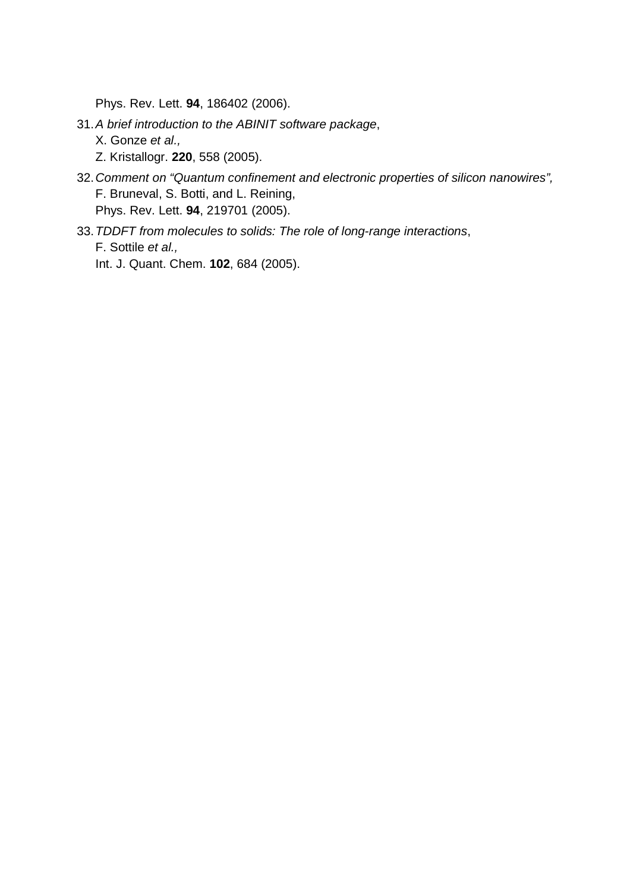Phys. Rev. Lett. **94**, 186402 (2006).

31. *A brief introduction to the ABINIT software package*,
    X. Gonze *et al.,*
    Z. Kristallogr. **220**, 558 (2005).

32. *Comment on "Quantum confinement and electronic properties of silicon nanowires",*
    F. Bruneval, S. Botti, and L. Reining,
    Phys. Rev. Lett. **94**, 219701 (2005).

33. *TDDFT from molecules to solids: The role of long-range interactions*,
    F. Sottile *et al.,*
    Int. J. Quant. Chem. **102**, 684 (2005).